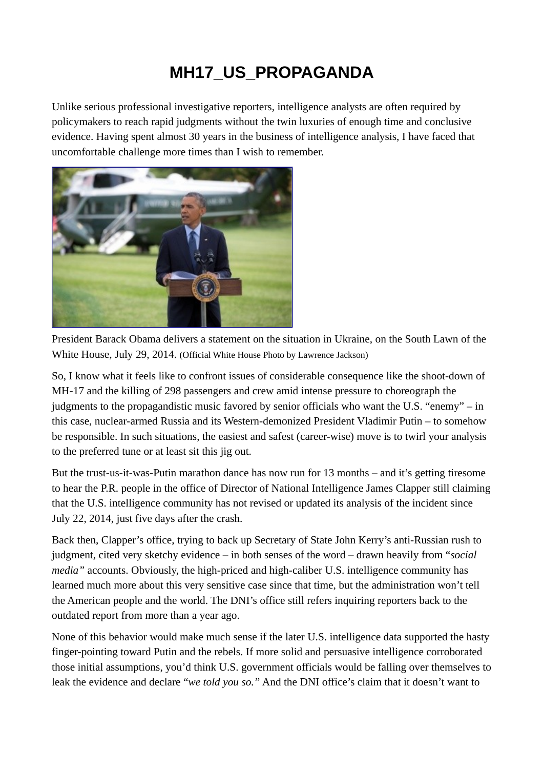# MH17_US_PROPAGANDA

Unlike serious professional investigative reporters, intelligence analysts are often required by policymakers to reach rapid judgments without the twin luxuries of enough time and conclusive evidence. Having spent almost 30 years in the business of intelligence analysis, I have faced that uncomfortable challenge more times than I wish to remember.

President Barack Obama delivers a statement on the situation in Ukraine, on the South Lawn of the White House, July 29, 2014. (Official White House Photo by Lawrence Jackson)

So, I know what it feels like to confront issues of considerable consequence like the shoot-down of MH-17 and the killing of 298 passengers and crew amid intense pressure to choreograph the judgments to the propagandistic music favored by senior officials who want the U.S. "enemy" – in this case, nuclear-armed Russia and its Western-demonized President Vladimir Putin – to somehow be responsible. In such situations, the easiest and safest (career-wise) move is to twirl your analysis to the preferred tune or at least sit this jig out.

But the trust-us-it-was-Putin marathon dance has now run for 13 months – and it's getting tiresome to hear the P.R. people in the office of Director of National Intelligence James Clapper still claiming that the U.S. intelligence community has not revised or updated its analysis of the incident since July 22, 2014, just five days after the crash.

Back then, Clapper's office, trying to back up Secretary of State John Kerry's anti-Russian rush to judgment, cited very sketchy evidence – in both senses of the word – drawn heavily from "*social media*" accounts. Obviously, the high-priced and high-caliber U.S. intelligence community has learned much more about this very sensitive case since that time, but the administration won't tell the American people and the world. The DNI's office still refers inquiring reporters back to the outdated report from more than a year ago.

None of this behavior would make much sense if the later U.S. intelligence data supported the hasty finger-pointing toward Putin and the rebels. If more solid and persuasive intelligence corroborated those initial assumptions, you'd think U.S. government officials would be falling over themselves to leak the evidence and declare "*we told you so.*" And the DNI office's claim that it doesn't want to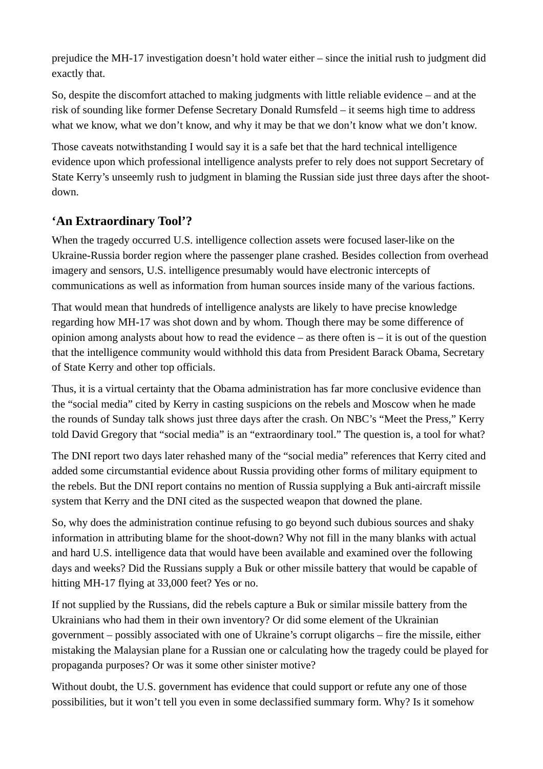prejudice the MH-17 investigation doesn't hold water either – since the initial rush to judgment did exactly that.

So, despite the discomfort attached to making judgments with little reliable evidence – and at the risk of sounding like former Defense Secretary Donald Rumsfeld – it seems high time to address what we know, what we don't know, and why it may be that we don't know what we don't know.

Those caveats notwithstanding I would say it is a safe bet that the hard technical intelligence evidence upon which professional intelligence analysts prefer to rely does not support Secretary of State Kerry's unseemly rush to judgment in blaming the Russian side just three days after the shoot-down.

## 'An Extraordinary Tool'?

When the tragedy occurred U.S. intelligence collection assets were focused laser-like on the Ukraine-Russia border region where the passenger plane crashed. Besides collection from overhead imagery and sensors, U.S. intelligence presumably would have electronic intercepts of communications as well as information from human sources inside many of the various factions.

That would mean that hundreds of intelligence analysts are likely to have precise knowledge regarding how MH-17 was shot down and by whom. Though there may be some difference of opinion among analysts about how to read the evidence – as there often is – it is out of the question that the intelligence community would withhold this data from President Barack Obama, Secretary of State Kerry and other top officials.

Thus, it is a virtual certainty that the Obama administration has far more conclusive evidence than the "social media" cited by Kerry in casting suspicions on the rebels and Moscow when he made the rounds of Sunday talk shows just three days after the crash. On NBC's "Meet the Press," Kerry told David Gregory that "social media" is an "extraordinary tool." The question is, a tool for what?

The DNI report two days later rehashed many of the "social media" references that Kerry cited and added some circumstantial evidence about Russia providing other forms of military equipment to the rebels. But the DNI report contains no mention of Russia supplying a Buk anti-aircraft missile system that Kerry and the DNI cited as the suspected weapon that downed the plane.

So, why does the administration continue refusing to go beyond such dubious sources and shaky information in attributing blame for the shoot-down? Why not fill in the many blanks with actual and hard U.S. intelligence data that would have been available and examined over the following days and weeks? Did the Russians supply a Buk or other missile battery that would be capable of hitting MH-17 flying at 33,000 feet? Yes or no.

If not supplied by the Russians, did the rebels capture a Buk or similar missile battery from the Ukrainians who had them in their own inventory? Or did some element of the Ukrainian government – possibly associated with one of Ukraine's corrupt oligarchs – fire the missile, either mistaking the Malaysian plane for a Russian one or calculating how the tragedy could be played for propaganda purposes? Or was it some other sinister motive?

Without doubt, the U.S. government has evidence that could support or refute any one of those possibilities, but it won't tell you even in some declassified summary form. Why? Is it somehow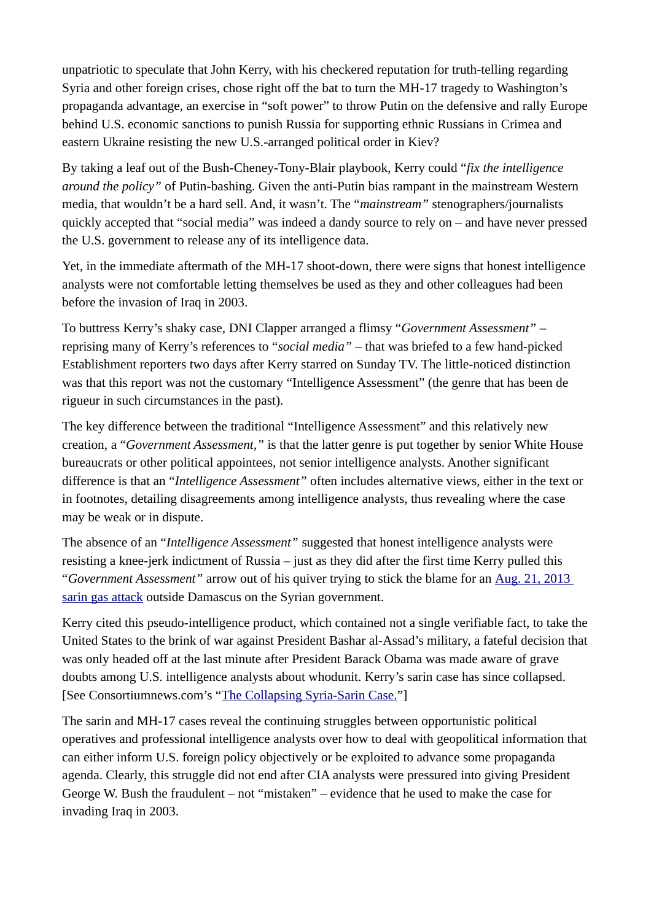unpatriotic to speculate that John Kerry, with his checkered reputation for truth-telling regarding Syria and other foreign crises, chose right off the bat to turn the MH-17 tragedy to Washington's propaganda advantage, an exercise in "soft power" to throw Putin on the defensive and rally Europe behind U.S. economic sanctions to punish Russia for supporting ethnic Russians in Crimea and eastern Ukraine resisting the new U.S.-arranged political order in Kiev?

By taking a leaf out of the Bush-Cheney-Tony-Blair playbook, Kerry could "*fix the intelligence around the policy"* of Putin-bashing. Given the anti-Putin bias rampant in the mainstream Western media, that wouldn't be a hard sell. And, it wasn't. The "*mainstream"* stenographers/journalists quickly accepted that "social media" was indeed a dandy source to rely on – and have never pressed the U.S. government to release any of its intelligence data.

Yet, in the immediate aftermath of the MH-17 shoot-down, there were signs that honest intelligence analysts were not comfortable letting themselves be used as they and other colleagues had been before the invasion of Iraq in 2003.

To buttress Kerry's shaky case, DNI Clapper arranged a flimsy "*Government Assessment"* – reprising many of Kerry's references to "*social media"* – that was briefed to a few hand-picked Establishment reporters two days after Kerry starred on Sunday TV. The little-noticed distinction was that this report was not the customary "Intelligence Assessment" (the genre that has been de rigueur in such circumstances in the past).

The key difference between the traditional "Intelligence Assessment" and this relatively new creation, a "*Government Assessment,"* is that the latter genre is put together by senior White House bureaucrats or other political appointees, not senior intelligence analysts. Another significant difference is that an "*Intelligence Assessment"* often includes alternative views, either in the text or in footnotes, detailing disagreements among intelligence analysts, thus revealing where the case may be weak or in dispute.

The absence of an "*Intelligence Assessment"* suggested that honest intelligence analysts were resisting a knee-jerk indictment of Russia – just as they did after the first time Kerry pulled this "*Government Assessment"* arrow out of his quiver trying to stick the blame for an [Aug. 21, 2013 sarin gas attack]() outside Damascus on the Syrian government.

Kerry cited this pseudo-intelligence product, which contained not a single verifiable fact, to take the United States to the brink of war against President Bashar al-Assad's military, a fateful decision that was only headed off at the last minute after President Barack Obama was made aware of grave doubts among U.S. intelligence analysts about whodunit. Kerry's sarin case has since collapsed. [See Consortiumnews.com's "[The Collapsing Syria-Sarin Case.]()"]

The sarin and MH-17 cases reveal the continuing struggles between opportunistic political operatives and professional intelligence analysts over how to deal with geopolitical information that can either inform U.S. foreign policy objectively or be exploited to advance some propaganda agenda. Clearly, this struggle did not end after CIA analysts were pressured into giving President George W. Bush the fraudulent – not "mistaken" – evidence that he used to make the case for invading Iraq in 2003.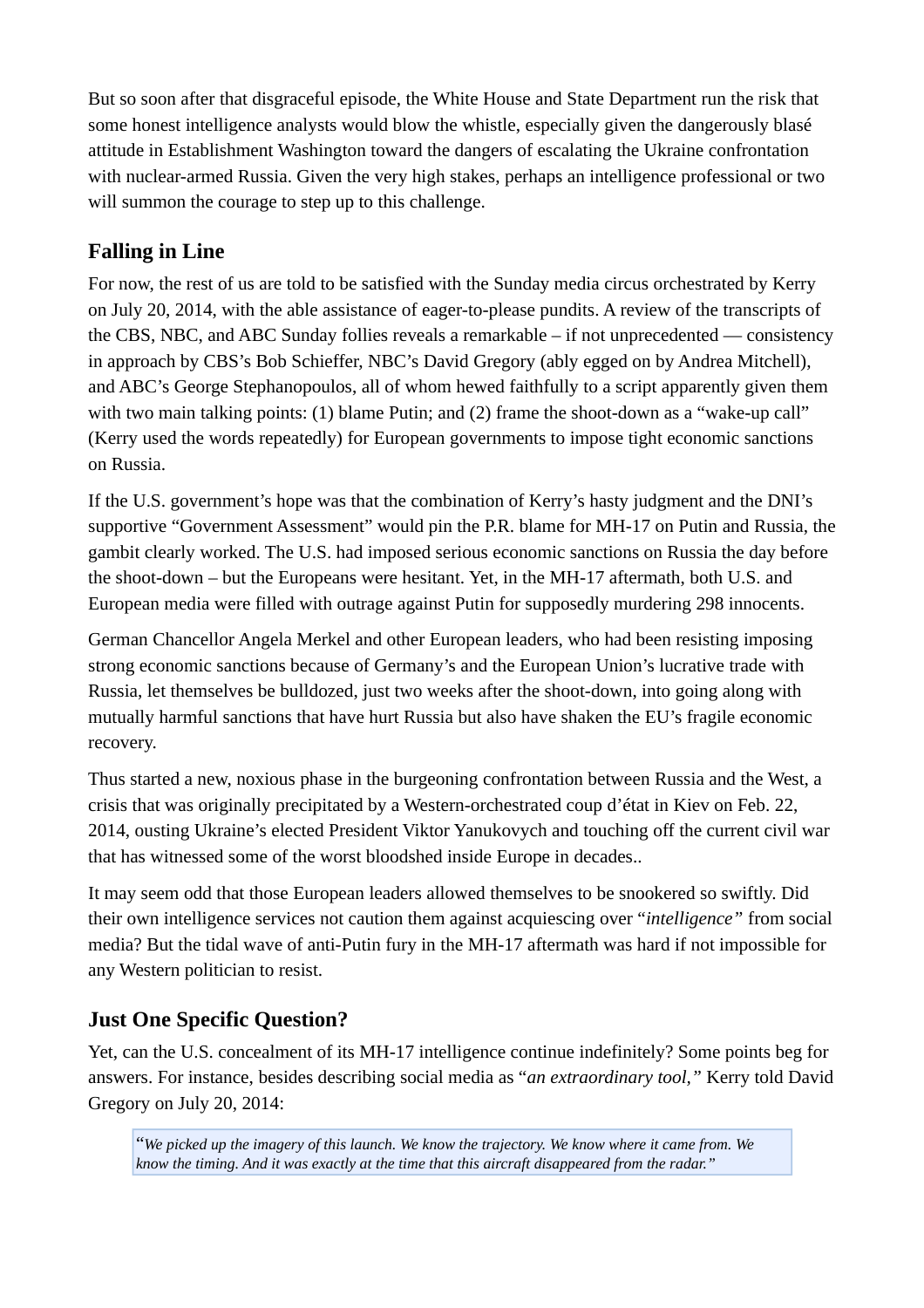But so soon after that disgraceful episode, the White House and State Department run the risk that some honest intelligence analysts would blow the whistle, especially given the dangerously blasé attitude in Establishment Washington toward the dangers of escalating the Ukraine confrontation with nuclear-armed Russia. Given the very high stakes, perhaps an intelligence professional or two will summon the courage to step up to this challenge.

## Falling in Line

For now, the rest of us are told to be satisfied with the Sunday media circus orchestrated by Kerry on July 20, 2014, with the able assistance of eager-to-please pundits. A review of the transcripts of the CBS, NBC, and ABC Sunday follies reveals a remarkable – if not unprecedented — consistency in approach by CBS's Bob Schieffer, NBC's David Gregory (ably egged on by Andrea Mitchell), and ABC's George Stephanopoulos, all of whom hewed faithfully to a script apparently given them with two main talking points: (1) blame Putin; and (2) frame the shoot-down as a "wake-up call" (Kerry used the words repeatedly) for European governments to impose tight economic sanctions on Russia.

If the U.S. government's hope was that the combination of Kerry's hasty judgment and the DNI's supportive "Government Assessment" would pin the P.R. blame for MH-17 on Putin and Russia, the gambit clearly worked. The U.S. had imposed serious economic sanctions on Russia the day before the shoot-down – but the Europeans were hesitant. Yet, in the MH-17 aftermath, both U.S. and European media were filled with outrage against Putin for supposedly murdering 298 innocents.

German Chancellor Angela Merkel and other European leaders, who had been resisting imposing strong economic sanctions because of Germany's and the European Union's lucrative trade with Russia, let themselves be bulldozed, just two weeks after the shoot-down, into going along with mutually harmful sanctions that have hurt Russia but also have shaken the EU's fragile economic recovery.

Thus started a new, noxious phase in the burgeoning confrontation between Russia and the West, a crisis that was originally precipitated by a Western-orchestrated coup d'état in Kiev on Feb. 22, 2014, ousting Ukraine's elected President Viktor Yanukovych and touching off the current civil war that has witnessed some of the worst bloodshed inside Europe in decades..

It may seem odd that those European leaders allowed themselves to be snookered so swiftly. Did their own intelligence services not caution them against acquiescing over "*intelligence*" from social media? But the tidal wave of anti-Putin fury in the MH-17 aftermath was hard if not impossible for any Western politician to resist.

## Just One Specific Question?

Yet, can the U.S. concealment of its MH-17 intelligence continue indefinitely? Some points beg for answers. For instance, besides describing social media as "*an extraordinary tool,*" Kerry told David Gregory on July 20, 2014:

> "*We picked up the imagery of this launch. We know the trajectory. We know where it came from. We know the timing. And it was exactly at the time that this aircraft disappeared from the radar.*"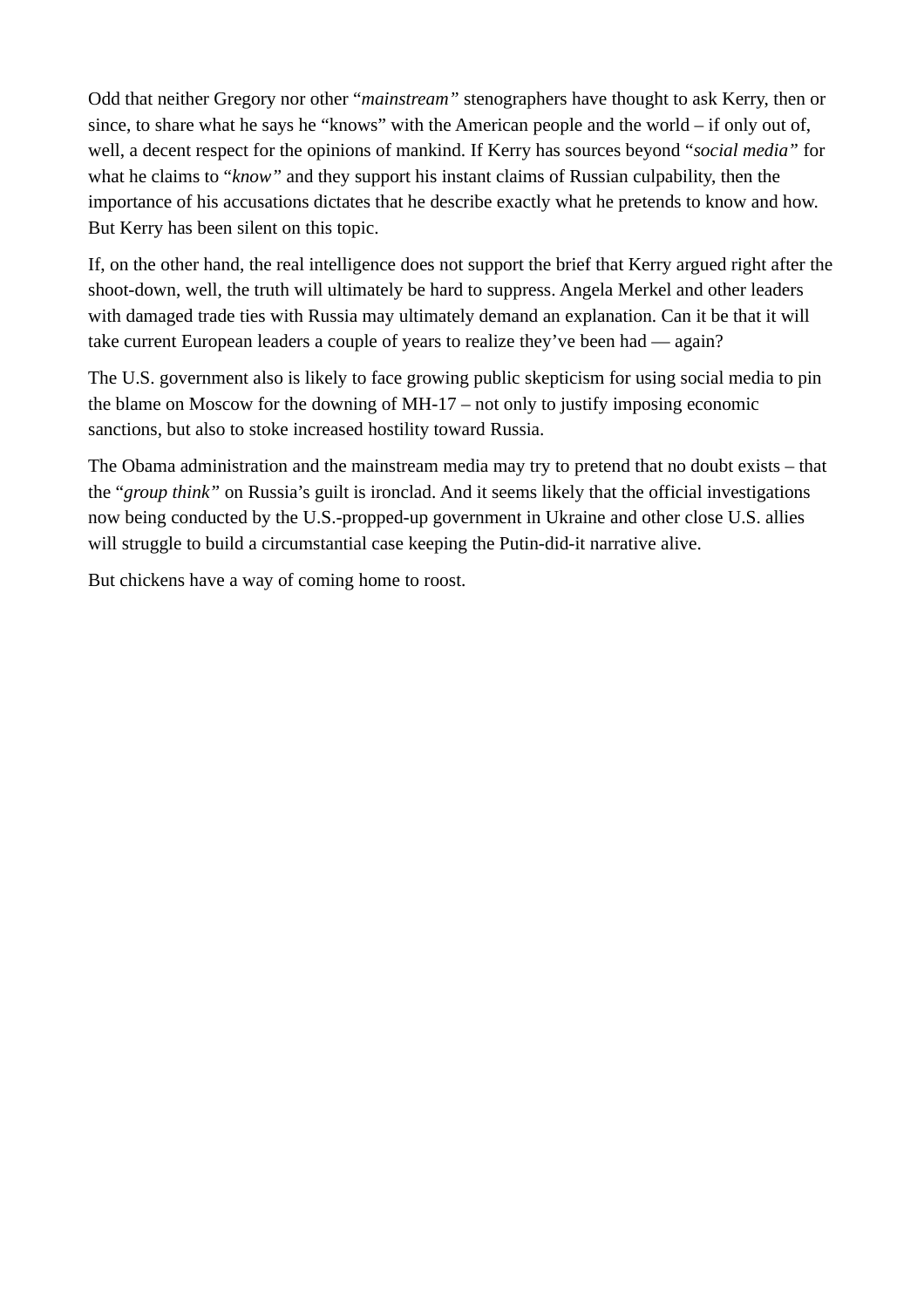Odd that neither Gregory nor other “*mainstream”* stenographers have thought to ask Kerry, then or since, to share what he says he “knows” with the American people and the world – if only out of, well, a decent respect for the opinions of mankind. If Kerry has sources beyond “*social media”* for what he claims to “*know”* and they support his instant claims of Russian culpability, then the importance of his accusations dictates that he describe exactly what he pretends to know and how. But Kerry has been silent on this topic.

If, on the other hand, the real intelligence does not support the brief that Kerry argued right after the shoot-down, well, the truth will ultimately be hard to suppress. Angela Merkel and other leaders with damaged trade ties with Russia may ultimately demand an explanation. Can it be that it will take current European leaders a couple of years to realize they’ve been had — again?

The U.S. government also is likely to face growing public skepticism for using social media to pin the blame on Moscow for the downing of MH-17 – not only to justify imposing economic sanctions, but also to stoke increased hostility toward Russia.

The Obama administration and the mainstream media may try to pretend that no doubt exists – that the “*group think”* on Russia’s guilt is ironclad. And it seems likely that the official investigations now being conducted by the U.S.-propped-up government in Ukraine and other close U.S. allies will struggle to build a circumstantial case keeping the Putin-did-it narrative alive.

But chickens have a way of coming home to roost.